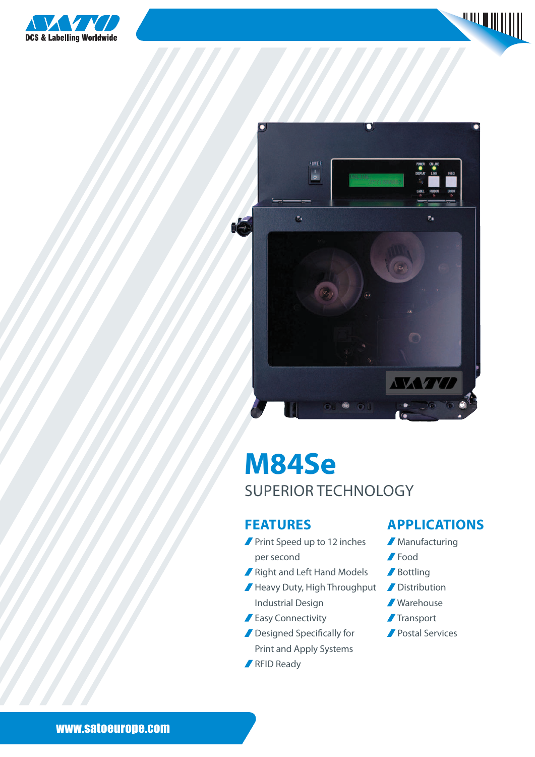DCS & Labelling Worldwide

# M84Se

SUPERIOR TECHNOLOGY

## FEATURES

- Print Speed up to 12 inches per second
- Right and Left Hand Models
- Heavy Duty, High Throughput Industrial Design
- Easy Connectivity
- Designed Specifically for Print and Apply Systems
- RFID Ready

## APPLICATIONS

- Manufacturing
- Food
- Bottling
- Distribution
- Warehouse
- Transport
- Postal Services

www.satoeurope.com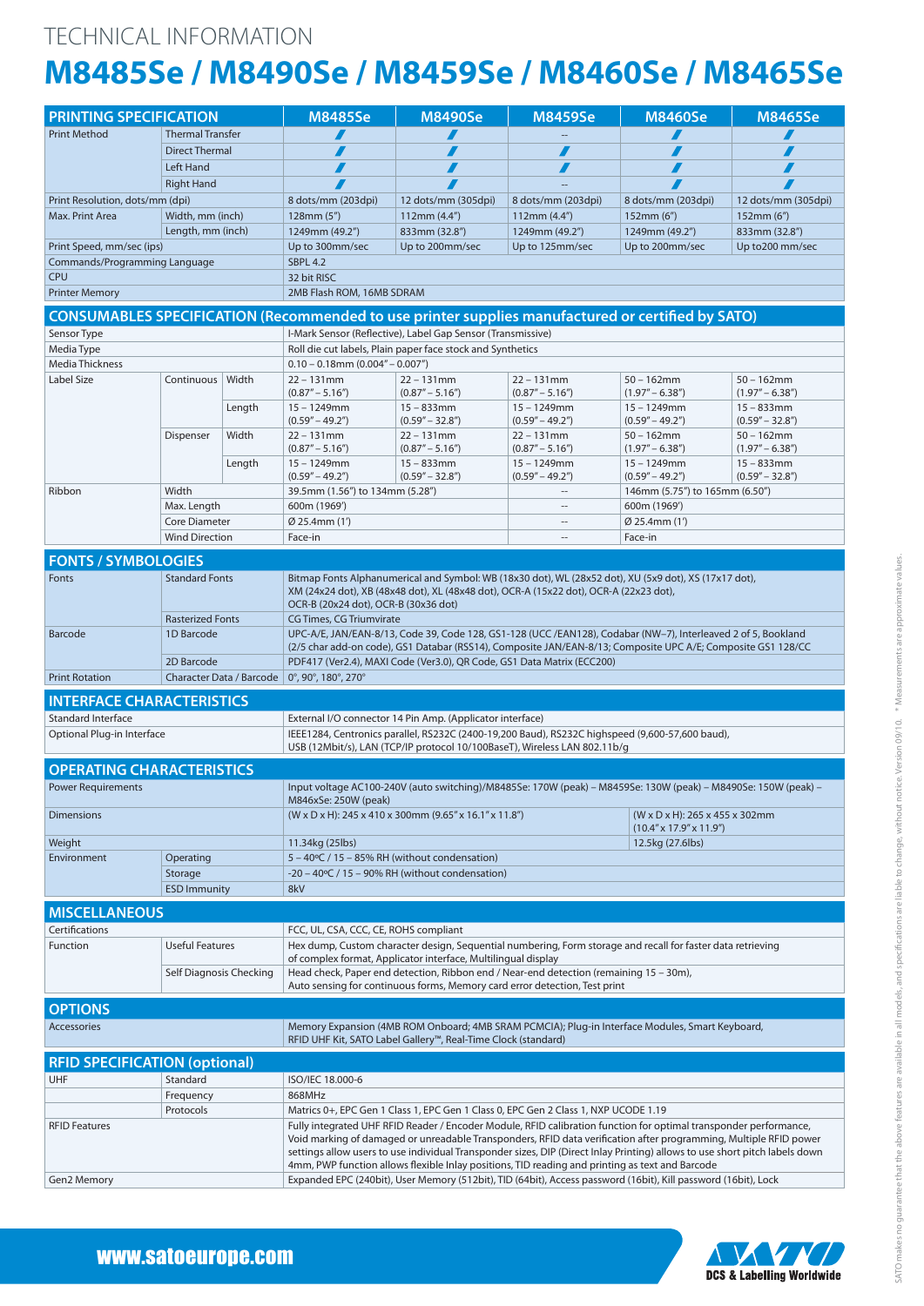TECHNICAL INFORMATION

# M8485Se / M8490Se / M8459Se / M8460Se / M8465Se

| PRINTING SPECIFICATION | | M8485Se | M8490Se | M8459Se | M8460Se | M8465Se |
|---|---|---|---|---|---|---|
| Print Method | Thermal Transfer | ✓ | ✓ | -- | ✓ | ✓ |
| | Direct Thermal | ✓ | ✓ | ✓ | ✓ | ✓ |
| | Left Hand | ✓ | ✓ | ✓ | ✓ | ✓ |
| | Right Hand | ✓ | ✓ | -- | ✓ | ✓ |
| Print Resolution, dots/mm (dpi) | | 8 dots/mm (203dpi) | 12 dots/mm (305dpi) | 8 dots/mm (203dpi) | 8 dots/mm (203dpi) | 12 dots/mm (305dpi) |
| Max. Print Area | Width, mm (inch) | 128mm (5") | 112mm (4.4") | 112mm (4.4") | 152mm (6") | 152mm (6") |
| | Length, mm (inch) | 1249mm (49.2") | 833mm (32.8") | 1249mm (49.2") | 1249mm (49.2") | 833mm (32.8") |
| Print Speed, mm/sec (ips) | | Up to 300mm/sec | Up to 200mm/sec | Up to 125mm/sec | Up to 200mm/sec | Up to200 mm/sec |
| Commands/Programming Language | | SBPL 4.2 | | | | |
| CPU | | 32 bit RISC | | | | |
| Printer Memory | | 2MB Flash ROM, 16MB SDRAM | | | | |

## CONSUMABLES SPECIFICATION (Recommended to use printer supplies manufactured or certified by SATO)

| | | | | | | | |
|---|---|---|---|---|---|---|---|
| Sensor Type | | | I-Mark Sensor (Reflective), Label Gap Sensor (Transmissive) | | | | |
| Media Type | | | Roll die cut labels, Plain paper face stock and Synthetics | | | | |
| Media Thickness | | | 0.10 – 0.18mm (0.004" – 0.007") | | | | |
| Label Size | Continuous | Width | 22 – 131mm (0.87" – 5.16") | 22 – 131mm (0.87" – 5.16") | 22 – 131mm (0.87" – 5.16") | 50 – 162mm (1.97" – 6.38") | 50 – 162mm (1.97" – 6.38") |
| | | Length | 15 – 1249mm (0.59" – 49.2") | 15 – 833mm (0.59" – 32.8") | 15 – 1249mm (0.59" – 49.2") | 15 – 1249mm (0.59" – 49.2") | 15 – 833mm (0.59" – 32.8") |
| | Dispenser | Width | 22 – 131mm (0.87" – 5.16") | 22 – 131mm (0.87" – 5.16") | 22 – 131mm (0.87" – 5.16") | 50 – 162mm (1.97" – 6.38") | 50 – 162mm (1.97" – 6.38") |
| | | Length | 15 – 1249mm (0.59" – 49.2") | 15 – 833mm (0.59" – 32.8") | 15 – 1249mm (0.59" – 49.2") | 15 – 1249mm (0.59" – 49.2") | 15 – 833mm (0.59" – 32.8") |
| Ribbon | Width | | 39.5mm (1.56") to 134mm (5.28") | | -- | 146mm (5.75") to 165mm (6.50") | |
| | Max. Length | | 600m (1969') | | -- | 600m (1969') | |
| | Core Diameter | | Ø 25.4mm (1') | | -- | Ø 25.4mm (1') | |
| | Wind Direction | | Face-in | | -- | Face-in | |

## FONTS / SYMBOLOGIES

| | | |
|---|---|---|
| Fonts | Standard Fonts | Bitmap Fonts Alphanumerical and Symbol: WB (18x30 dot), WL (28x52 dot), XU (5x9 dot), XS (17x17 dot), XM (24x24 dot), XB (48x48 dot), XL (48x48 dot), OCR-A (15x22 dot), OCR-A (22x23 dot), OCR-B (20x24 dot), OCR-B (30x36 dot) |
| | Rasterized Fonts | CG Times, CG Triumvirate |
| Barcode | 1D Barcode | UPC-A/E, JAN/EAN-8/13, Code 39, Code 128, GS1-128 (UCC /EAN128), Codabar (NW–7), Interleaved 2 of 5, Bookland (2/5 char add-on code), GS1 Databar (RSS14), Composite JAN/EAN-8/13; Composite UPC A/E; Composite GS1 128/CC |
| | 2D Barcode | PDF417 (Ver2.4), MAXI Code (Ver3.0), QR Code, GS1 Data Matrix (ECC200) |
| Print Rotation | Character Data / Barcode | 0°, 90°, 180°, 270° |

## INTERFACE CHARACTERISTICS

| | |
|---|---|
| Standard Interface | External I/O connector 14 Pin Amp. (Applicator interface) |
| Optional Plug-in Interface | IEEE1284, Centronics parallel, RS232C (2400-19,200 Baud), RS232C highspeed (9,600-57,600 baud), USB (12Mbit/s), LAN (TCP/IP protocol 10/100BaseT), Wireless LAN 802.11b/g |

## OPERATING CHARACTERISTICS

| | | | |
|---|---|---|---|
| Power Requirements | | Input voltage AC100-240V (auto switching)/M8485Se: 170W (peak) – M8459Se: 130W (peak) – M8490Se: 150W (peak) – M846xSe: 250W (peak) | |
| Dimensions | | (W x D x H): 245 x 410 x 300mm (9.65" x 16.1" x 11.8") | (W x D x H): 265 x 455 x 302mm (10.4" x 17.9" x 11.9") |
| Weight | | 11.34kg (25lbs) | 12.5kg (27.6lbs) |
| Environment | Operating | 5 – 40ºC / 15 – 85% RH (without condensation) | |
| | Storage | -20 – 40ºC / 15 – 90% RH (without condensation) | |
| | ESD Immunity | 8kV | |

## MISCELLANEOUS

| | | |
|---|---|---|
| Certifications | | FCC, UL, CSA, CCC, CE, ROHS compliant |
| Function | Useful Features | Hex dump, Custom character design, Sequential numbering, Form storage and recall for faster data retrieving of complex format, Applicator interface, Multilingual display |
| | Self Diagnosis Checking | Head check, Paper end detection, Ribbon end / Near-end detection (remaining 15 – 30m), Auto sensing for continuous forms, Memory card error detection, Test print |

## OPTIONS

| | |
|---|---|
| Accessories | Memory Expansion (4MB ROM Onboard; 4MB SRAM PCMCIA); Plug-in Interface Modules, Smart Keyboard, RFID UHF Kit, SATO Label Gallery™, Real-Time Clock (standard) |

## RFID SPECIFICATION (optional)

| | | |
|---|---|---|
| UHF | Standard | ISO/IEC 18.000-6 |
| | Frequency | 868MHz |
| | Protocols | Matrics 0+, EPC Gen 1 Class 1, EPC Gen 1 Class 0, EPC Gen 2 Class 1, NXP UCODE 1.19 |
| RFID Features | | Fully integrated UHF RFID Reader / Encoder Module, RFID calibration function for optimal transponder performance, Void marking of damaged or unreadable Transponders, RFID data verification after programming, Multiple RFID power settings allow users to use individual Transponder sizes, DIP (Direct Inlay Printing) allows to use short pitch labels down 4mm, PWP function allows flexible Inlay positions, TID reading and printing as text and Barcode |
| Gen2 Memory | | Expanded EPC (240bit), User Memory (512bit), TID (64bit), Access password (16bit), Kill password (16bit), Lock |

SATO makes no guarantee that the above features are available in all models, and specifications are liable to change, without notice. Version 09/10. * Measurements are approximate values.

www.satoeurope.com

SATO DCS & Labelling Worldwide